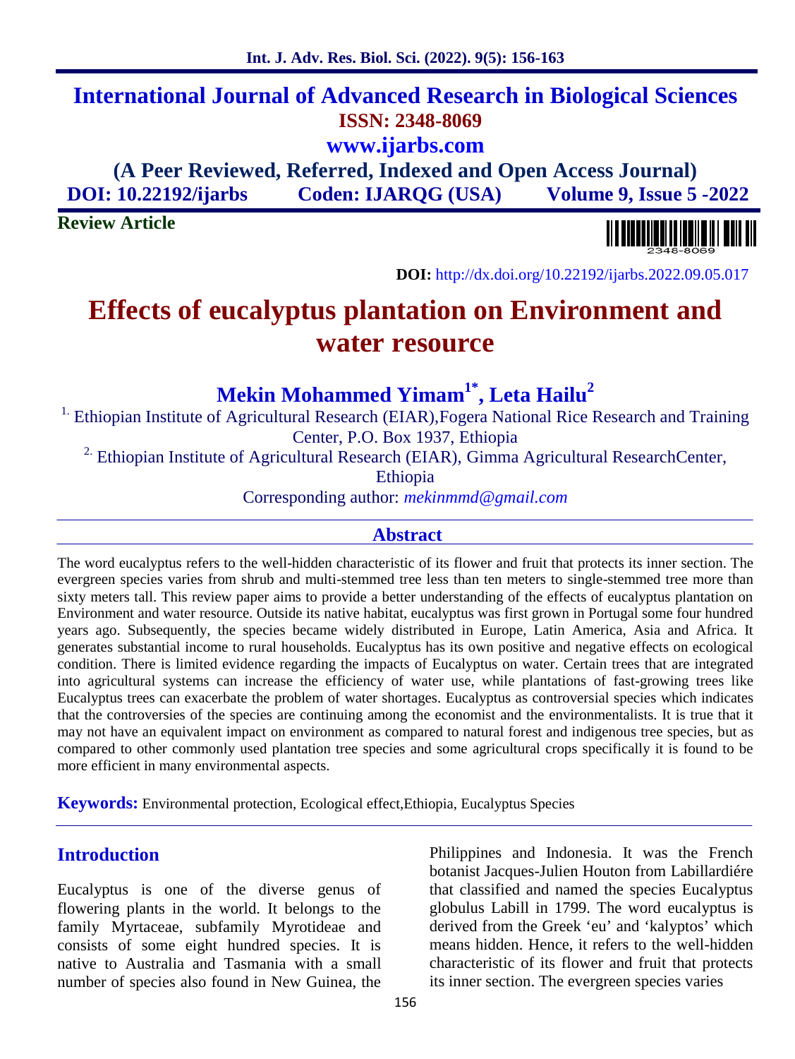# International Journal of Advanced Research in Biological Sciences

**ISSN: 2348-8069**

**www.ijarbs.com**

**(A Peer Reviewed, Referred, Indexed and Open Access Journal)**

**DOI: 10.22192/ijarbs  Coden: IJARQG (USA)  Volume 9, Issue 5 -2022**

**Review Article**

**DOI:** http://dx.doi.org/10.22192/ijarbs.2022.09.05.017

# Effects of eucalyptus plantation on Environment and water resource

## Mekin Mohammed Yimam[1*], Leta Hailu[2]

[1.] Ethiopian Institute of Agricultural Research (EIAR),Fogera National Rice Research and Training Center, P.O. Box 1937, Ethiopia

[2.] Ethiopian Institute of Agricultural Research (EIAR), Gimma Agricultural ResearchCenter, Ethiopia

Corresponding author: *mekinmmd@gmail.com*

## Abstract

The word eucalyptus refers to the well-hidden characteristic of its flower and fruit that protects its inner section. The evergreen species varies from shrub and multi-stemmed tree less than ten meters to single-stemmed tree more than sixty meters tall. This review paper aims to provide a better understanding of the effects of eucalyptus plantation on Environment and water resource. Outside its native habitat, eucalyptus was first grown in Portugal some four hundred years ago. Subsequently, the species became widely distributed in Europe, Latin America, Asia and Africa. It generates substantial income to rural households. Eucalyptus has its own positive and negative effects on ecological condition. There is limited evidence regarding the impacts of Eucalyptus on water. Certain trees that are integrated into agricultural systems can increase the efficiency of water use, while plantations of fast-growing trees like Eucalyptus trees can exacerbate the problem of water shortages. Eucalyptus as controversial species which indicates that the controversies of the species are continuing among the economist and the environmentalists. It is true that it may not have an equivalent impact on environment as compared to natural forest and indigenous tree species, but as compared to other commonly used plantation tree species and some agricultural crops specifically it is found to be more efficient in many environmental aspects.

**Keywords:** Environmental protection, Ecological effect,Ethiopia, Eucalyptus Species

## Introduction

Eucalyptus is one of the diverse genus of flowering plants in the world. It belongs to the family Myrtaceae, subfamily Myrotideae and consists of some eight hundred species. It is native to Australia and Tasmania with a small number of species also found in New Guinea, the Philippines and Indonesia. It was the French botanist Jacques-Julien Houton from Labillardiére that classified and named the species Eucalyptus globulus Labill in 1799. The word eucalyptus is derived from the Greek 'eu' and 'kalyptos' which means hidden. Hence, it refers to the well-hidden characteristic of its flower and fruit that protects its inner section. The evergreen species varies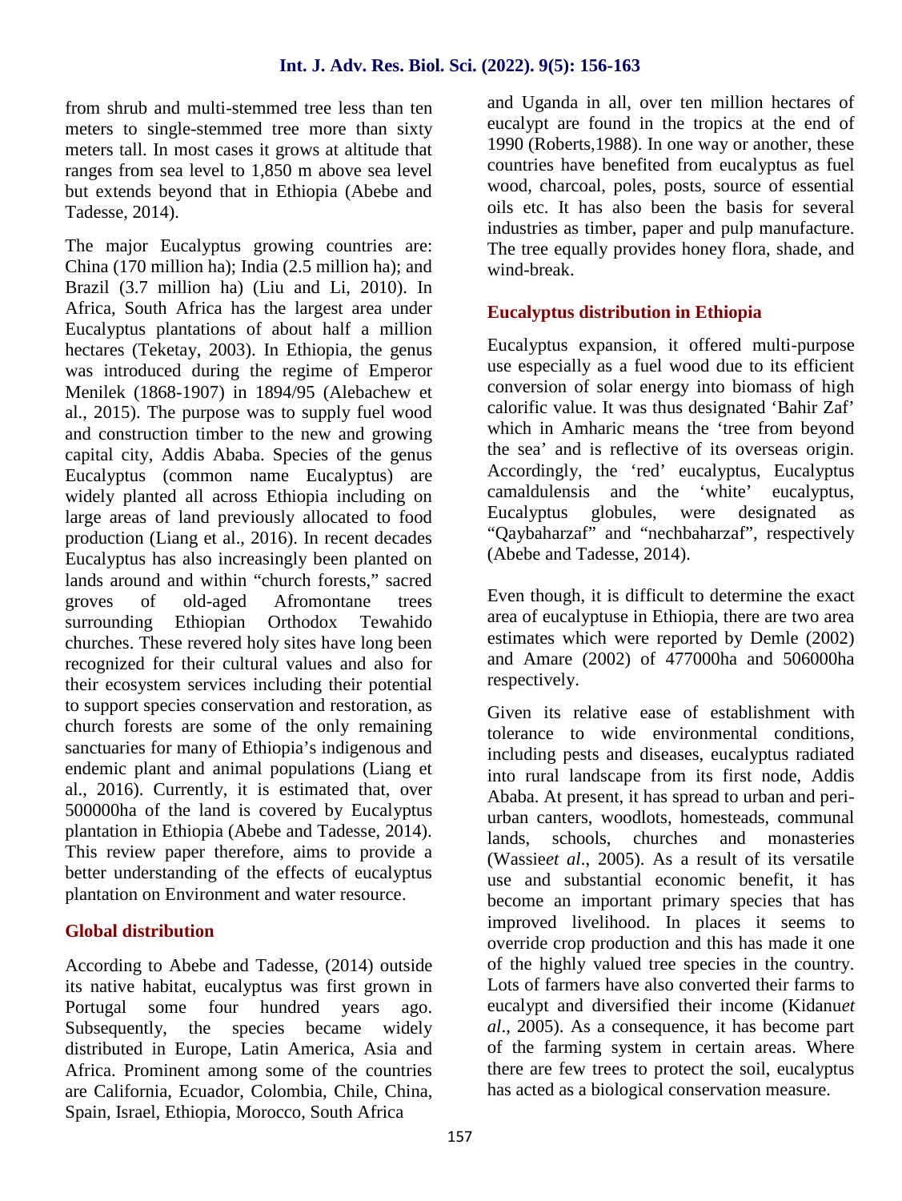from shrub and multi-stemmed tree less than ten meters to single-stemmed tree more than sixty meters tall. In most cases it grows at altitude that ranges from sea level to 1,850 m above sea level but extends beyond that in Ethiopia (Abebe and Tadesse, 2014).

The major Eucalyptus growing countries are: China (170 million ha); India (2.5 million ha); and Brazil (3.7 million ha) (Liu and Li, 2010). In Africa, South Africa has the largest area under Eucalyptus plantations of about half a million hectares (Teketay, 2003). In Ethiopia, the genus was introduced during the regime of Emperor Menilek (1868-1907) in 1894/95 (Alebachew et al., 2015). The purpose was to supply fuel wood and construction timber to the new and growing capital city, Addis Ababa. Species of the genus Eucalyptus (common name Eucalyptus) are widely planted all across Ethiopia including on large areas of land previously allocated to food production (Liang et al., 2016). In recent decades Eucalyptus has also increasingly been planted on lands around and within "church forests," sacred groves of old-aged Afromontane trees surrounding Ethiopian Orthodox Tewahido churches. These revered holy sites have long been recognized for their cultural values and also for their ecosystem services including their potential to support species conservation and restoration, as church forests are some of the only remaining sanctuaries for many of Ethiopia's indigenous and endemic plant and animal populations (Liang et al., 2016). Currently, it is estimated that, over 500000ha of the land is covered by Eucalyptus plantation in Ethiopia (Abebe and Tadesse, 2014). This review paper therefore, aims to provide a better understanding of the effects of eucalyptus plantation on Environment and water resource.

## Global distribution

According to Abebe and Tadesse, (2014) outside its native habitat, eucalyptus was first grown in Portugal some four hundred years ago. Subsequently, the species became widely distributed in Europe, Latin America, Asia and Africa. Prominent among some of the countries are California, Ecuador, Colombia, Chile, China, Spain, Israel, Ethiopia, Morocco, South Africa and Uganda in all, over ten million hectares of eucalypt are found in the tropics at the end of 1990 (Roberts,1988). In one way or another, these countries have benefited from eucalyptus as fuel wood, charcoal, poles, posts, source of essential oils etc. It has also been the basis for several industries as timber, paper and pulp manufacture. The tree equally provides honey flora, shade, and wind-break.

## Eucalyptus distribution in Ethiopia

Eucalyptus expansion, it offered multi-purpose use especially as a fuel wood due to its efficient conversion of solar energy into biomass of high calorific value. It was thus designated 'Bahir Zaf' which in Amharic means the 'tree from beyond the sea' and is reflective of its overseas origin. Accordingly, the 'red' eucalyptus, Eucalyptus camaldulensis and the 'white' eucalyptus, Eucalyptus globules, were designated as "Qaybaharzaf" and "nechbaharzaf", respectively (Abebe and Tadesse, 2014).

Even though, it is difficult to determine the exact area of eucalyptuse in Ethiopia, there are two area estimates which were reported by Demle (2002) and Amare (2002) of 477000ha and 506000ha respectively.

Given its relative ease of establishment with tolerance to wide environmental conditions, including pests and diseases, eucalyptus radiated into rural landscape from its first node, Addis Ababa. At present, it has spread to urban and peri-urban canters, woodlots, homesteads, communal lands, schools, churches and monasteries (Wassie*et al*., 2005). As a result of its versatile use and substantial economic benefit, it has become an important primary species that has improved livelihood. In places it seems to override crop production and this has made it one of the highly valued tree species in the country. Lots of farmers have also converted their farms to eucalypt and diversified their income (Kidanu*et al*., 2005). As a consequence, it has become part of the farming system in certain areas. Where there are few trees to protect the soil, eucalyptus has acted as a biological conservation measure.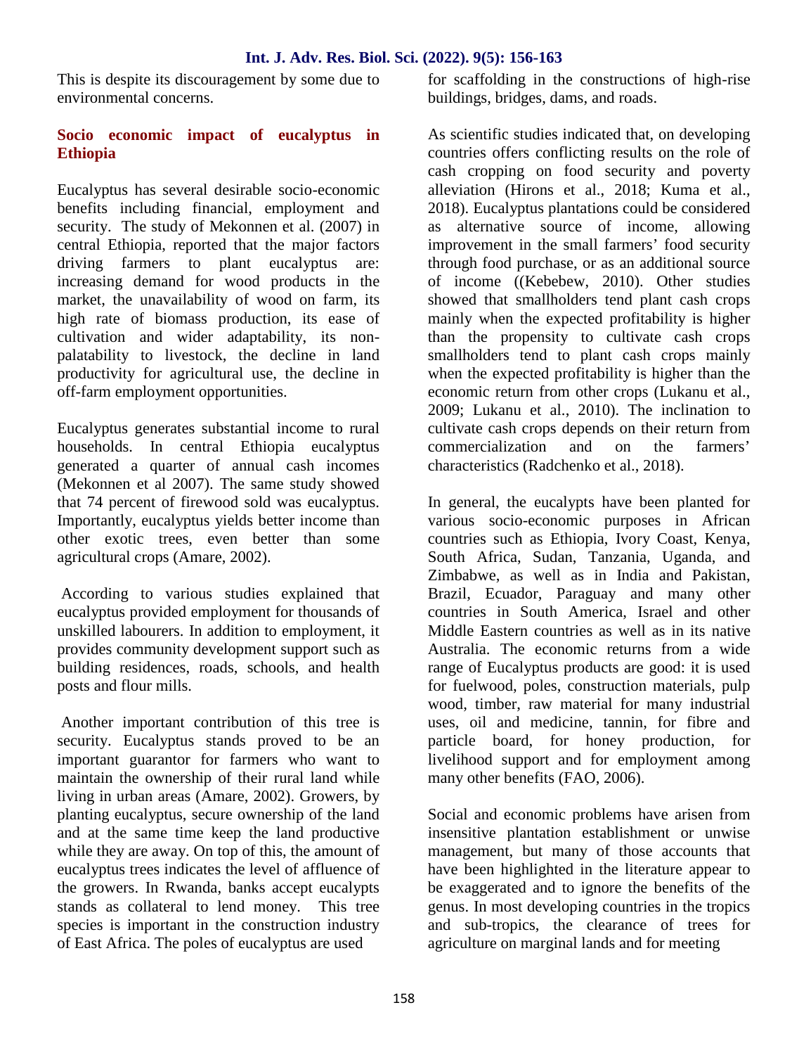This is despite its discouragement by some due to environmental concerns.

## Socio economic impact of eucalyptus in Ethiopia

Eucalyptus has several desirable socio-economic benefits including financial, employment and security. The study of Mekonnen et al. (2007) in central Ethiopia, reported that the major factors driving farmers to plant eucalyptus are: increasing demand for wood products in the market, the unavailability of wood on farm, its high rate of biomass production, its ease of cultivation and wider adaptability, its non-palatability to livestock, the decline in land productivity for agricultural use, the decline in off-farm employment opportunities.

Eucalyptus generates substantial income to rural households. In central Ethiopia eucalyptus generated a quarter of annual cash incomes (Mekonnen et al 2007). The same study showed that 74 percent of firewood sold was eucalyptus. Importantly, eucalyptus yields better income than other exotic trees, even better than some agricultural crops (Amare, 2002).

According to various studies explained that eucalyptus provided employment for thousands of unskilled labourers. In addition to employment, it provides community development support such as building residences, roads, schools, and health posts and flour mills.

Another important contribution of this tree is security. Eucalyptus stands proved to be an important guarantor for farmers who want to maintain the ownership of their rural land while living in urban areas (Amare, 2002). Growers, by planting eucalyptus, secure ownership of the land and at the same time keep the land productive while they are away. On top of this, the amount of eucalyptus trees indicates the level of affluence of the growers. In Rwanda, banks accept eucalypts stands as collateral to lend money. This tree species is important in the construction industry of East Africa. The poles of eucalyptus are used for scaffolding in the constructions of high-rise buildings, bridges, dams, and roads.

As scientific studies indicated that, on developing countries offers conflicting results on the role of cash cropping on food security and poverty alleviation (Hirons et al., 2018; Kuma et al., 2018). Eucalyptus plantations could be considered as alternative source of income, allowing improvement in the small farmers' food security through food purchase, or as an additional source of income ((Kebebew, 2010). Other studies showed that smallholders tend plant cash crops mainly when the expected profitability is higher than the propensity to cultivate cash crops smallholders tend to plant cash crops mainly when the expected profitability is higher than the economic return from other crops (Lukanu et al., 2009; Lukanu et al., 2010). The inclination to cultivate cash crops depends on their return from commercialization and on the farmers' characteristics (Radchenko et al., 2018).

In general, the eucalypts have been planted for various socio-economic purposes in African countries such as Ethiopia, Ivory Coast, Kenya, South Africa, Sudan, Tanzania, Uganda, and Zimbabwe, as well as in India and Pakistan, Brazil, Ecuador, Paraguay and many other countries in South America, Israel and other Middle Eastern countries as well as in its native Australia. The economic returns from a wide range of Eucalyptus products are good: it is used for fuelwood, poles, construction materials, pulp wood, timber, raw material for many industrial uses, oil and medicine, tannin, for fibre and particle board, for honey production, for livelihood support and for employment among many other benefits (FAO, 2006).

Social and economic problems have arisen from insensitive plantation establishment or unwise management, but many of those accounts that have been highlighted in the literature appear to be exaggerated and to ignore the benefits of the genus. In most developing countries in the tropics and sub-tropics, the clearance of trees for agriculture on marginal lands and for meeting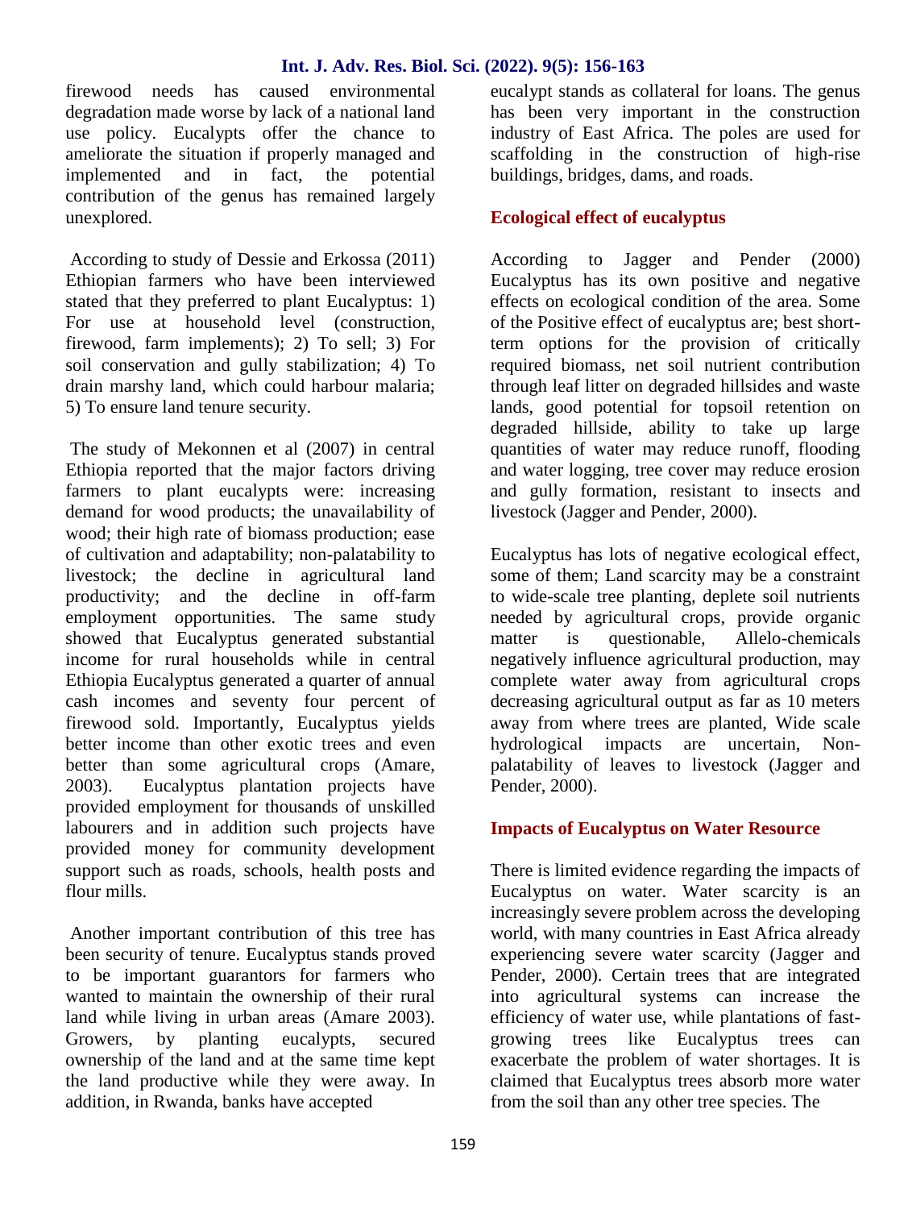firewood needs has caused environmental degradation made worse by lack of a national land use policy. Eucalypts offer the chance to ameliorate the situation if properly managed and implemented and in fact, the potential contribution of the genus has remained largely unexplored.

According to study of Dessie and Erkossa (2011) Ethiopian farmers who have been interviewed stated that they preferred to plant Eucalyptus: 1) For use at household level (construction, firewood, farm implements); 2) To sell; 3) For soil conservation and gully stabilization; 4) To drain marshy land, which could harbour malaria; 5) To ensure land tenure security.

The study of Mekonnen et al (2007) in central Ethiopia reported that the major factors driving farmers to plant eucalypts were: increasing demand for wood products; the unavailability of wood; their high rate of biomass production; ease of cultivation and adaptability; non-palatability to livestock; the decline in agricultural land productivity; and the decline in off-farm employment opportunities. The same study showed that Eucalyptus generated substantial income for rural households while in central Ethiopia Eucalyptus generated a quarter of annual cash incomes and seventy four percent of firewood sold. Importantly, Eucalyptus yields better income than other exotic trees and even better than some agricultural crops (Amare, 2003). Eucalyptus plantation projects have provided employment for thousands of unskilled labourers and in addition such projects have provided money for community development support such as roads, schools, health posts and flour mills.

Another important contribution of this tree has been security of tenure. Eucalyptus stands proved to be important guarantors for farmers who wanted to maintain the ownership of their rural land while living in urban areas (Amare 2003). Growers, by planting eucalypts, secured ownership of the land and at the same time kept the land productive while they were away. In addition, in Rwanda, banks have accepted eucalypt stands as collateral for loans. The genus has been very important in the construction industry of East Africa. The poles are used for scaffolding in the construction of high-rise buildings, bridges, dams, and roads.

## Ecological effect of eucalyptus

According to Jagger and Pender (2000) Eucalyptus has its own positive and negative effects on ecological condition of the area. Some of the Positive effect of eucalyptus are; best short-term options for the provision of critically required biomass, net soil nutrient contribution through leaf litter on degraded hillsides and waste lands, good potential for topsoil retention on degraded hillside, ability to take up large quantities of water may reduce runoff, flooding and water logging, tree cover may reduce erosion and gully formation, resistant to insects and livestock (Jagger and Pender, 2000).

Eucalyptus has lots of negative ecological effect, some of them; Land scarcity may be a constraint to wide-scale tree planting, deplete soil nutrients needed by agricultural crops, provide organic matter is questionable, Allelo-chemicals negatively influence agricultural production, may complete water away from agricultural crops decreasing agricultural output as far as 10 meters away from where trees are planted, Wide scale hydrological impacts are uncertain, Non-palatability of leaves to livestock (Jagger and Pender, 2000).

## Impacts of Eucalyptus on Water Resource

There is limited evidence regarding the impacts of Eucalyptus on water. Water scarcity is an increasingly severe problem across the developing world, with many countries in East Africa already experiencing severe water scarcity (Jagger and Pender, 2000). Certain trees that are integrated into agricultural systems can increase the efficiency of water use, while plantations of fast-growing trees like Eucalyptus trees can exacerbate the problem of water shortages. It is claimed that Eucalyptus trees absorb more water from the soil than any other tree species. The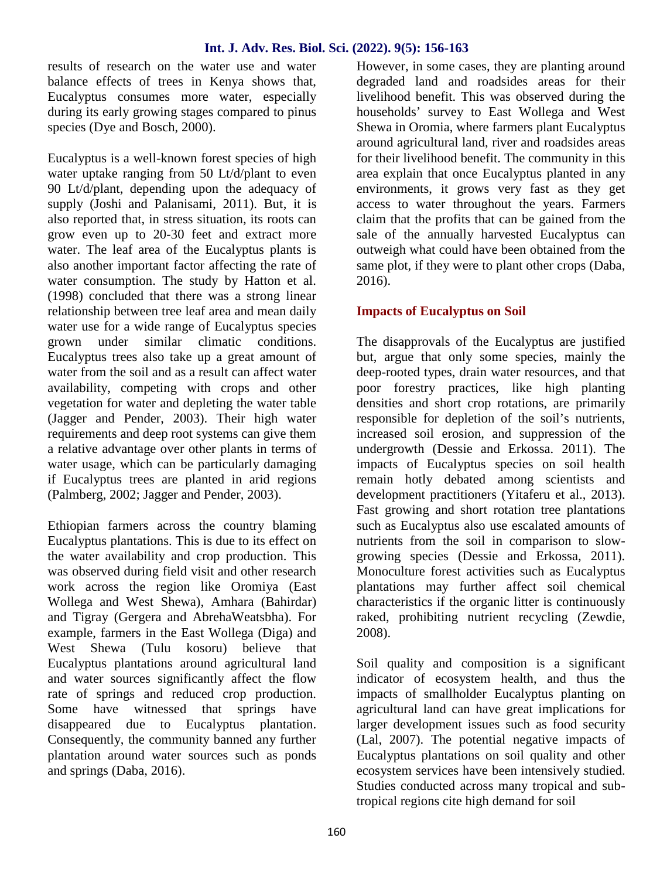results of research on the water use and water balance effects of trees in Kenya shows that, Eucalyptus consumes more water, especially during its early growing stages compared to pinus species (Dye and Bosch, 2000).

Eucalyptus is a well-known forest species of high water uptake ranging from 50 Lt/d/plant to even 90 Lt/d/plant, depending upon the adequacy of supply (Joshi and Palanisami, 2011). But, it is also reported that, in stress situation, its roots can grow even up to 20-30 feet and extract more water. The leaf area of the Eucalyptus plants is also another important factor affecting the rate of water consumption. The study by Hatton et al. (1998) concluded that there was a strong linear relationship between tree leaf area and mean daily water use for a wide range of Eucalyptus species grown under similar climatic conditions. Eucalyptus trees also take up a great amount of water from the soil and as a result can affect water availability, competing with crops and other vegetation for water and depleting the water table (Jagger and Pender, 2003). Their high water requirements and deep root systems can give them a relative advantage over other plants in terms of water usage, which can be particularly damaging if Eucalyptus trees are planted in arid regions (Palmberg, 2002; Jagger and Pender, 2003).

Ethiopian farmers across the country blaming Eucalyptus plantations. This is due to its effect on the water availability and crop production. This was observed during field visit and other research work across the region like Oromiya (East Wollega and West Shewa), Amhara (Bahirdar) and Tigray (Gergera and AbrehaWeatsbha). For example, farmers in the East Wollega (Diga) and West Shewa (Tulu kosoru) believe that Eucalyptus plantations around agricultural land and water sources significantly affect the flow rate of springs and reduced crop production. Some have witnessed that springs have disappeared due to Eucalyptus plantation. Consequently, the community banned any further plantation around water sources such as ponds and springs (Daba, 2016).

However, in some cases, they are planting around degraded land and roadsides areas for their livelihood benefit. This was observed during the households' survey to East Wollega and West Shewa in Oromia, where farmers plant Eucalyptus around agricultural land, river and roadsides areas for their livelihood benefit. The community in this area explain that once Eucalyptus planted in any environments, it grows very fast as they get access to water throughout the years. Farmers claim that the profits that can be gained from the sale of the annually harvested Eucalyptus can outweigh what could have been obtained from the same plot, if they were to plant other crops (Daba, 2016).

## Impacts of Eucalyptus on Soil

The disapprovals of the Eucalyptus are justified but, argue that only some species, mainly the deep-rooted types, drain water resources, and that poor forestry practices, like high planting densities and short crop rotations, are primarily responsible for depletion of the soil's nutrients, increased soil erosion, and suppression of the undergrowth (Dessie and Erkossa. 2011). The impacts of Eucalyptus species on soil health remain hotly debated among scientists and development practitioners (Yitaferu et al., 2013). Fast growing and short rotation tree plantations such as Eucalyptus also use escalated amounts of nutrients from the soil in comparison to slow-growing species (Dessie and Erkossa, 2011). Monoculture forest activities such as Eucalyptus plantations may further affect soil chemical characteristics if the organic litter is continuously raked, prohibiting nutrient recycling (Zewdie, 2008).

Soil quality and composition is a significant indicator of ecosystem health, and thus the impacts of smallholder Eucalyptus planting on agricultural land can have great implications for larger development issues such as food security (Lal, 2007). The potential negative impacts of Eucalyptus plantations on soil quality and other ecosystem services have been intensively studied. Studies conducted across many tropical and sub-tropical regions cite high demand for soil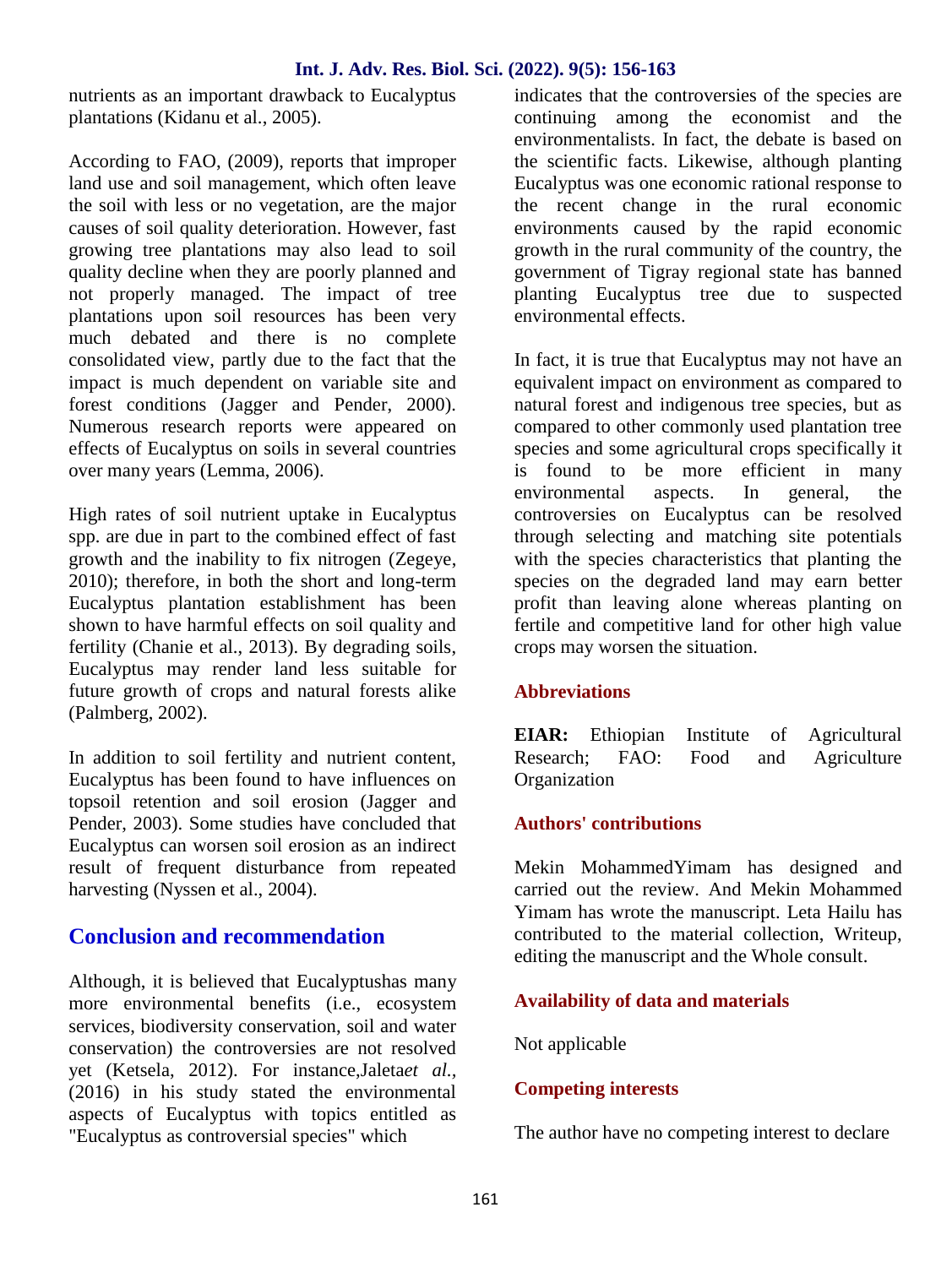nutrients as an important drawback to Eucalyptus plantations (Kidanu et al., 2005).

According to FAO, (2009), reports that improper land use and soil management, which often leave the soil with less or no vegetation, are the major causes of soil quality deterioration. However, fast growing tree plantations may also lead to soil quality decline when they are poorly planned and not properly managed. The impact of tree plantations upon soil resources has been very much debated and there is no complete consolidated view, partly due to the fact that the impact is much dependent on variable site and forest conditions (Jagger and Pender, 2000). Numerous research reports were appeared on effects of Eucalyptus on soils in several countries over many years (Lemma, 2006).

High rates of soil nutrient uptake in Eucalyptus spp. are due in part to the combined effect of fast growth and the inability to fix nitrogen (Zegeye, 2010); therefore, in both the short and long-term Eucalyptus plantation establishment has been shown to have harmful effects on soil quality and fertility (Chanie et al., 2013). By degrading soils, Eucalyptus may render land less suitable for future growth of crops and natural forests alike (Palmberg, 2002).

In addition to soil fertility and nutrient content, Eucalyptus has been found to have influences on topsoil retention and soil erosion (Jagger and Pender, 2003). Some studies have concluded that Eucalyptus can worsen soil erosion as an indirect result of frequent disturbance from repeated harvesting (Nyssen et al., 2004).

## Conclusion and recommendation

Although, it is believed that Eucalyptushas many more environmental benefits (i.e., ecosystem services, biodiversity conservation, soil and water conservation) the controversies are not resolved yet (Ketsela, 2012). For instance,Jaleta*et al.*, (2016) in his study stated the environmental aspects of Eucalyptus with topics entitled as "Eucalyptus as controversial species" which indicates that the controversies of the species are continuing among the economist and the environmentalists. In fact, the debate is based on the scientific facts. Likewise, although planting Eucalyptus was one economic rational response to the recent change in the rural economic environments caused by the rapid economic growth in the rural community of the country, the government of Tigray regional state has banned planting Eucalyptus tree due to suspected environmental effects.

In fact, it is true that Eucalyptus may not have an equivalent impact on environment as compared to natural forest and indigenous tree species, but as compared to other commonly used plantation tree species and some agricultural crops specifically it is found to be more efficient in many environmental aspects. In general, the controversies on Eucalyptus can be resolved through selecting and matching site potentials with the species characteristics that planting the species on the degraded land may earn better profit than leaving alone whereas planting on fertile and competitive land for other high value crops may worsen the situation.

### Abbreviations

**EIAR:** Ethiopian Institute of Agricultural Research; FAO: Food and Agriculture Organization

### Authors' contributions

Mekin MohammedYimam has designed and carried out the review. And Mekin Mohammed Yimam has wrote the manuscript. Leta Hailu has contributed to the material collection, Writeup, editing the manuscript and the Whole consult.

### Availability of data and materials

Not applicable

### Competing interests

The author have no competing interest to declare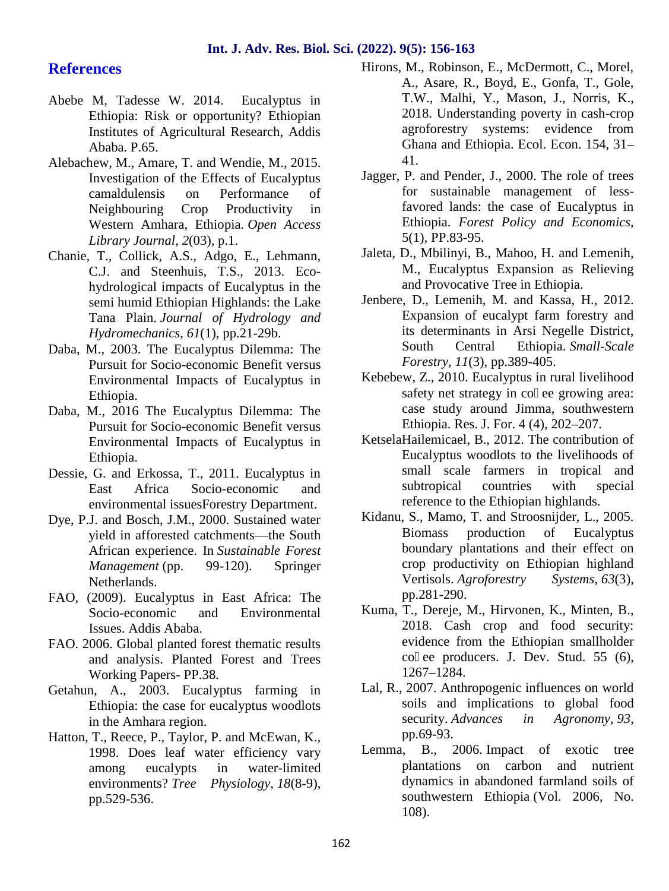## References

Abebe M, Tadesse W. 2014. Eucalyptus in Ethiopia: Risk or opportunity? Ethiopian Institutes of Agricultural Research, Addis Ababa. P.65.

Alebachew, M., Amare, T. and Wendie, M., 2015. Investigation of the Effects of Eucalyptus camaldulensis on Performance of Neighbouring Crop Productivity in Western Amhara, Ethiopia. *Open Access Library Journal*, *2*(03), p.1.

Chanie, T., Collick, A.S., Adgo, E., Lehmann, C.J. and Steenhuis, T.S., 2013. Eco-hydrological impacts of Eucalyptus in the semi humid Ethiopian Highlands: the Lake Tana Plain. *Journal of Hydrology and Hydromechanics*, *61*(1), pp.21-29b.

Daba, M., 2003. The Eucalyptus Dilemma: The Pursuit for Socio-economic Benefit versus Environmental Impacts of Eucalyptus in Ethiopia.

Daba, M., 2016 The Eucalyptus Dilemma: The Pursuit for Socio-economic Benefit versus Environmental Impacts of Eucalyptus in Ethiopia.

Dessie, G. and Erkossa, T., 2011. Eucalyptus in East Africa Socio-economic and environmental issuesForestry Department.

Dye, P.J. and Bosch, J.M., 2000. Sustained water yield in afforested catchments—the South African experience. In *Sustainable Forest Management* (pp. 99-120). Springer Netherlands.

FAO, (2009). Eucalyptus in East Africa: The Socio-economic and Environmental Issues. Addis Ababa.

FAO. 2006. Global planted forest thematic results and analysis. Planted Forest and Trees Working Papers- PP.38.

Getahun, A., 2003. Eucalyptus farming in Ethiopia: the case for eucalyptus woodlots in the Amhara region.

Hatton, T., Reece, P., Taylor, P. and McEwan, K., 1998. Does leaf water efficiency vary among eucalypts in water-limited environments? *Tree Physiology*, *18*(8-9), pp.529-536.

Hirons, M., Robinson, E., McDermott, C., Morel, A., Asare, R., Boyd, E., Gonfa, T., Gole, T.W., Malhi, Y., Mason, J., Norris, K., 2018. Understanding poverty in cash-crop agroforestry systems: evidence from Ghana and Ethiopia. Ecol. Econ. 154, 31–41.

Jagger, P. and Pender, J., 2000. The role of trees for sustainable management of less-favored lands: the case of Eucalyptus in Ethiopia. *Forest Policy and Economics,* 5(1), PP.83-95.

Jaleta, D., Mbilinyi, B., Mahoo, H. and Lemenih, M., Eucalyptus Expansion as Relieving and Provocative Tree in Ethiopia.

Jenbere, D., Lemenih, M. and Kassa, H., 2012. Expansion of eucalypt farm forestry and its determinants in Arsi Negelle District, South Central Ethiopia. *Small-Scale Forestry*, *11*(3), pp.389-405.

Kebebew, Z., 2010. Eucalyptus in rural livelihood safety net strategy in co ee growing area: case study around Jimma, southwestern Ethiopia. Res. J. For. 4 (4), 202–207.

KetselaHailemicael, B., 2012. The contribution of Eucalyptus woodlots to the livelihoods of small scale farmers in tropical and subtropical countries with special reference to the Ethiopian highlands.

Kidanu, S., Mamo, T. and Stroosnijder, L., 2005. Biomass production of Eucalyptus boundary plantations and their effect on crop productivity on Ethiopian highland Vertisols. *Agroforestry Systems*, *63*(3), pp.281-290.

Kuma, T., Dereje, M., Hirvonen, K., Minten, B., 2018. Cash crop and food security: evidence from the Ethiopian smallholder co ee producers. J. Dev. Stud. 55 (6), 1267–1284.

Lal, R., 2007. Anthropogenic influences on world soils and implications to global food security. *Advances in Agronomy*, *93*, pp.69-93.

Lemma, B., 2006. Impact of exotic tree plantations on carbon and nutrient dynamics in abandoned farmland soils of southwestern Ethiopia (Vol. 2006, No. 108).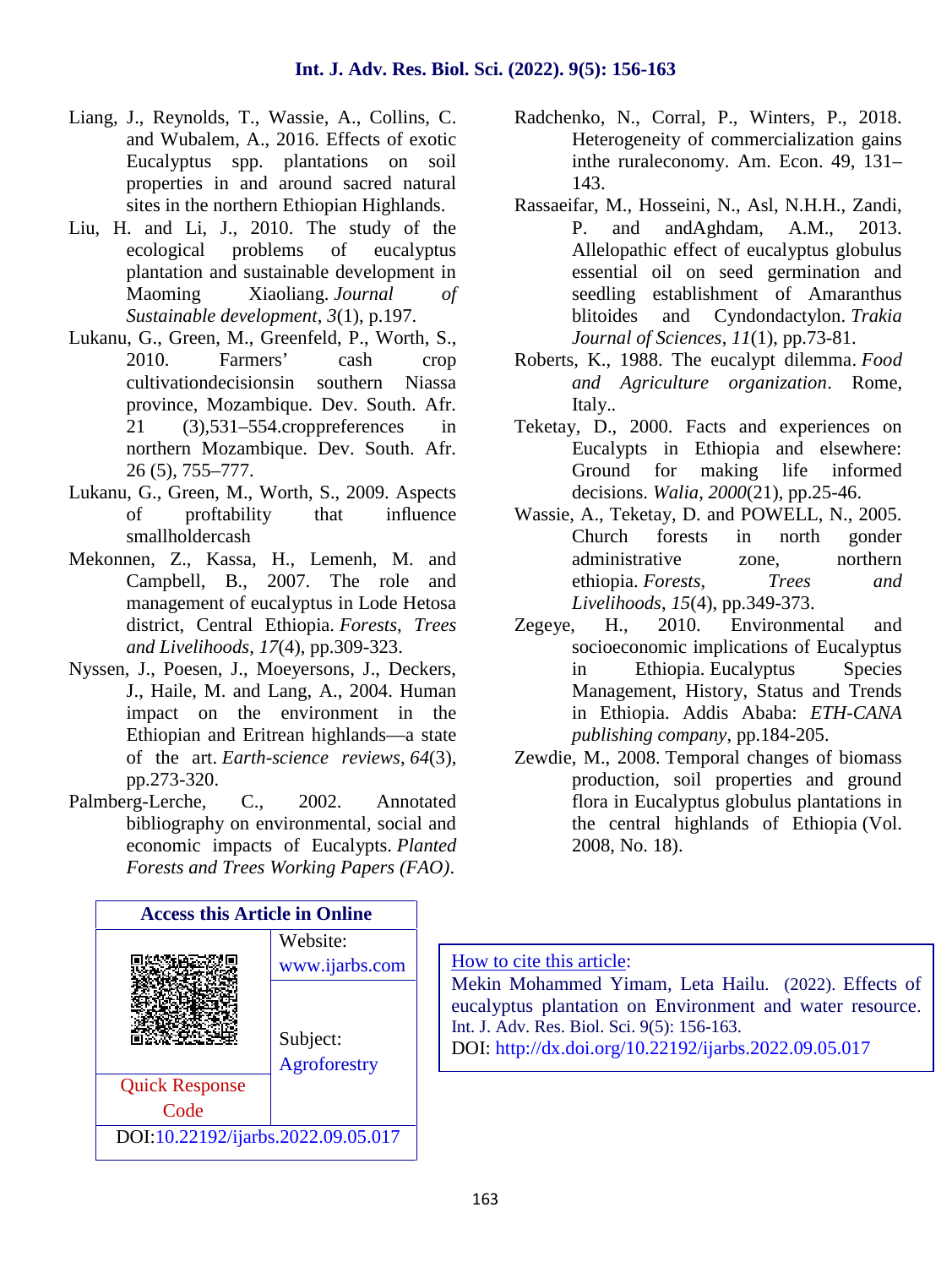Liang, J., Reynolds, T., Wassie, A., Collins, C. and Wubalem, A., 2016. Effects of exotic Eucalyptus spp. plantations on soil properties in and around sacred natural sites in the northern Ethiopian Highlands.

Liu, H. and Li, J., 2010. The study of the ecological problems of eucalyptus plantation and sustainable development in Maoming Xiaoliang. *Journal of Sustainable development*, *3*(1), p.197.

Lukanu, G., Green, M., Greenfeld, P., Worth, S., 2010. Farmers' cash crop cultivationdecisionsin southern Niassa province, Mozambique. Dev. South. Afr. 21 (3),531–554.croppreferences in northern Mozambique. Dev. South. Afr. 26 (5), 755–777.

Lukanu, G., Green, M., Worth, S., 2009. Aspects of proftability that influence smallholdercash

Mekonnen, Z., Kassa, H., Lemenh, M. and Campbell, B., 2007. The role and management of eucalyptus in Lode Hetosa district, Central Ethiopia. *Forests, Trees and Livelihoods*, *17*(4), pp.309-323.

Nyssen, J., Poesen, J., Moeyersons, J., Deckers, J., Haile, M. and Lang, A., 2004. Human impact on the environment in the Ethiopian and Eritrean highlands—a state of the art. *Earth-science reviews*, *64*(3), pp.273-320.

Palmberg-Lerche, C., 2002. Annotated bibliography on environmental, social and economic impacts of Eucalypts. *Planted Forests and Trees Working Papers (FAO)*.

Radchenko, N., Corral, P., Winters, P., 2018. Heterogeneity of commercialization gains inthe ruraleconomy. Am. Econ. 49, 131–143.

Rassaeifar, M., Hosseini, N., Asl, N.H.H., Zandi, P. and andAghdam, A.M., 2013. Allelopathic effect of eucalyptus globulus essential oil on seed germination and seedling establishment of Amaranthus blitoides and Cyndondactylon. *Trakia Journal of Sciences*, *11*(1), pp.73-81.

Roberts, K., 1988. The eucalypt dilemma. *Food and Agriculture organization*. Rome, Italy..

Teketay, D., 2000. Facts and experiences on Eucalypts in Ethiopia and elsewhere: Ground for making life informed decisions. *Walia*, *2000*(21), pp.25-46.

Wassie, A., Teketay, D. and POWELL, N., 2005. Church forests in north gonder administrative zone, northern ethiopia. *Forests, Trees and Livelihoods*, *15*(4), pp.349-373.

Zegeye, H., 2010. Environmental and socioeconomic implications of Eucalyptus in Ethiopia. Eucalyptus Species Management, History, Status and Trends in Ethiopia. Addis Ababa: *ETH-CANA publishing company*, pp.184-205.

Zewdie, M., 2008. Temporal changes of biomass production, soil properties and ground flora in Eucalyptus globulus plantations in the central highlands of Ethiopia (Vol. 2008, No. 18).

| Access this Article in Online | |
|---|---|
| | Website: www.ijarbs.com |
| Quick Response Code | Subject: Agroforestry |
| DOI:10.22192/ijarbs.2022.09.05.017 | |

How to cite this article:
Mekin Mohammed Yimam, Leta Hailu. (2022). Effects of eucalyptus plantation on Environment and water resource. Int. J. Adv. Res. Biol. Sci. 9(5): 156-163.
DOI: http://dx.doi.org/10.22192/ijarbs.2022.09.05.017